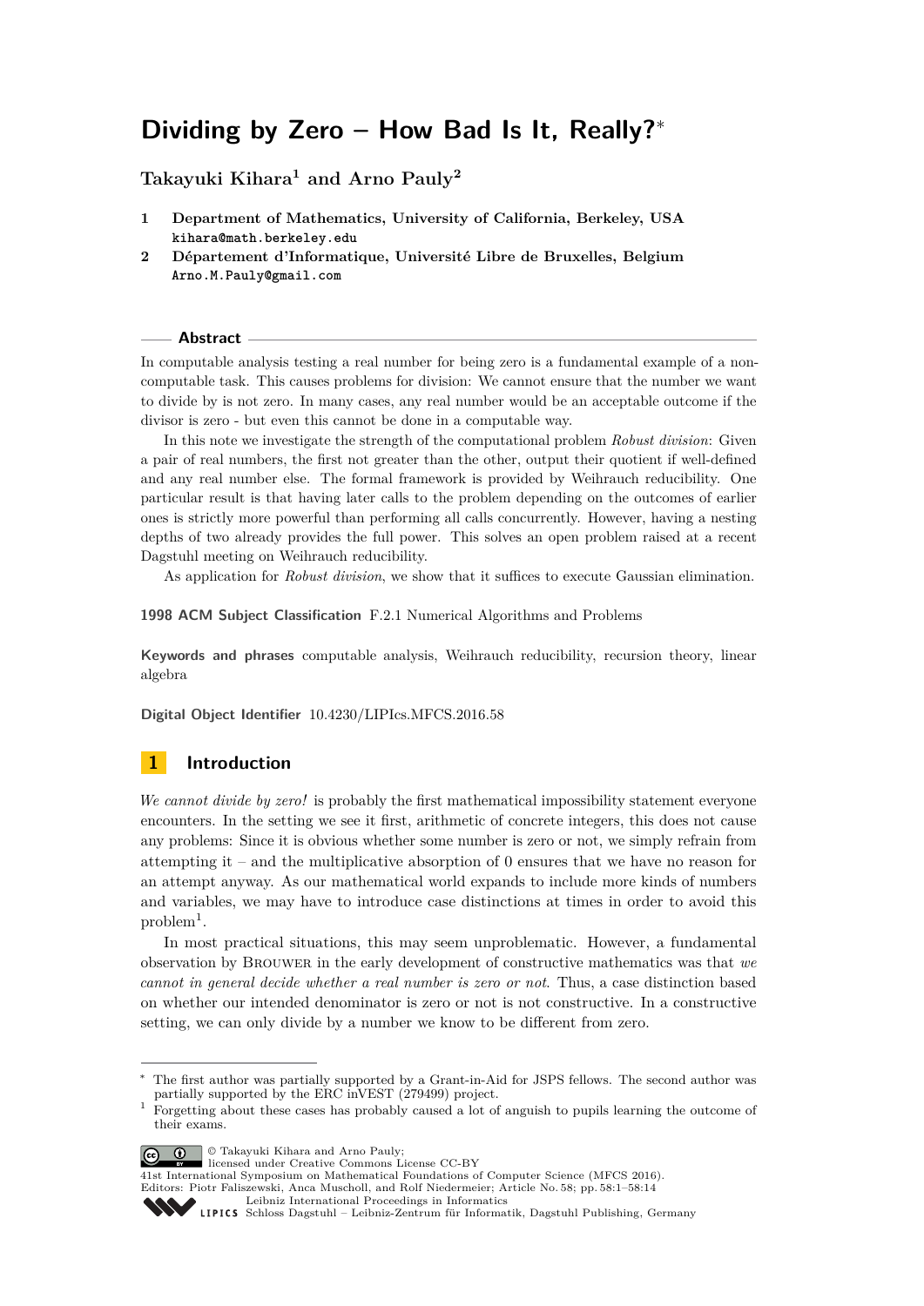# Dividing by Zero – How Bad Is It, Really?*

**Takayuki Kihara[1] and Arno Pauly[2]**

1 **Department of Mathematics, University of California, Berkeley, USA**
`kihara@math.berkeley.edu`

2 **Département d'Informatique, Université Libre de Bruxelles, Belgium**
`Arno.M.Pauly@gmail.com`

## Abstract

In computable analysis testing a real number for being zero is a fundamental example of a non-computable task. This causes problems for division: We cannot ensure that the number we want to divide by is not zero. In many cases, any real number would be an acceptable outcome if the divisor is zero - but even this cannot be done in a computable way.

In this note we investigate the strength of the computational problem *Robust division*: Given a pair of real numbers, the first not greater than the other, output their quotient if well-defined and any real number else. The formal framework is provided by Weihrauch reducibility. One particular result is that having later calls to the problem depending on the outcomes of earlier ones is strictly more powerful than performing all calls concurrently. However, having a nesting depths of two already provides the full power. This solves an open problem raised at a recent Dagstuhl meeting on Weihrauch reducibility.

As application for *Robust division*, we show that it suffices to execute Gaussian elimination.

**1998 ACM Subject Classification** F.2.1 Numerical Algorithms and Problems

**Keywords and phrases** computable analysis, Weihrauch reducibility, recursion theory, linear algebra

**Digital Object Identifier** 10.4230/LIPIcs.MFCS.2016.58

## 1 Introduction

*We cannot divide by zero!* is probably the first mathematical impossibility statement everyone encounters. In the setting we see it first, arithmetic of concrete integers, this does not cause any problems: Since it is obvious whether some number is zero or not, we simply refrain from attempting it – and the multiplicative absorption of 0 ensures that we have no reason for an attempt anyway. As our mathematical world expands to include more kinds of numbers and variables, we may have to introduce case distinctions at times in order to avoid this problem[1].

In most practical situations, this may seem unproblematic. However, a fundamental observation by Brouwer in the early development of constructive mathematics was that *we cannot in general decide whether a real number is zero or not*. Thus, a case distinction based on whether our intended denominator is zero or not is not constructive. In a constructive setting, we can only divide by a number we know to be different from zero.

---

* The first author was partially supported by a Grant-in-Aid for JSPS fellows. The second author was partially supported by the ERC inVEST (279499) project.

[1] Forgetting about these cases has probably caused a lot of anguish to pupils learning the outcome of their exams.

© Takayuki Kihara and Arno Pauly; licensed under Creative Commons License CC-BY
41st International Symposium on Mathematical Foundations of Computer Science (MFCS 2016).
Editors: Piotr Faliszewski, Anca Muscholl, and Rolf Niedermeier; Article No. 58; pp. 58:1–58:14
Leibniz International Proceedings in Informatics
Schloss Dagstuhl – Leibniz-Zentrum für Informatik, Dagstuhl Publishing, Germany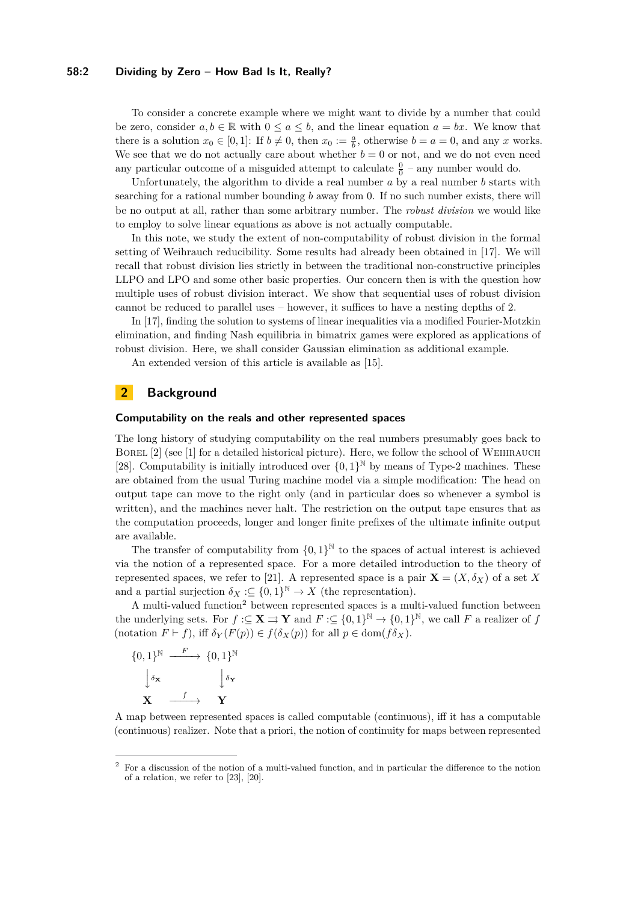To consider a concrete example where we might want to divide by a number that could be zero, consider $a, b \in \mathbb{R}$ with $0 \leq a \leq b$, and the linear equation $a = bx$. We know that there is a solution $x_0 \in [0, 1]$: If $b \neq 0$, then $x_0 := \frac{a}{b}$, otherwise $b = a = 0$, and any $x$ works. We see that we do not actually care about whether $b = 0$ or not, and we do not even need any particular outcome of a misguided attempt to calculate $\frac{0}{0}$ – any number would do.

Unfortunately, the algorithm to divide a real number $a$ by a real number $b$ starts with searching for a rational number bounding $b$ away from 0. If no such number exists, there will be no output at all, rather than some arbitrary number. The *robust division* we would like to employ to solve linear equations as above is not actually computable.

In this note, we study the extent of non-computability of robust division in the formal setting of Weihrauch reducibility. Some results had already been obtained in [17]. We will recall that robust division lies strictly in between the traditional non-constructive principles LLPO and LPO and some other basic properties. Our concern then is with the question how multiple uses of robust division interact. We show that sequential uses of robust division cannot be reduced to parallel uses – however, it suffices to have a nesting depths of 2.

In [17], finding the solution to systems of linear inequalities via a modified Fourier-Motzkin elimination, and finding Nash equilibria in bimatrix games were explored as applications of robust division. Here, we shall consider Gaussian elimination as additional example.

An extended version of this article is available as [15].

## 2 Background

### Computability on the reals and other represented spaces

The long history of studying computability on the real numbers presumably goes back to Borel [2] (see [1] for a detailed historical picture). Here, we follow the school of Weihrauch [28]. Computability is initially introduced over $\{0, 1\}^{\mathbb{N}}$ by means of Type-2 machines. These are obtained from the usual Turing machine model via a simple modification: The head on output tape can move to the right only (and in particular does so whenever a symbol is written), and the machines never halt. The restriction on the output tape ensures that as the computation proceeds, longer and longer finite prefixes of the ultimate infinite output are available.

The transfer of computability from $\{0, 1\}^{\mathbb{N}}$ to the spaces of actual interest is achieved via the notion of a represented space. For a more detailed introduction to the theory of represented spaces, we refer to [21]. A represented space is a pair $\mathbf{X} = (X, \delta_X)$ of a set $X$ and a partial surjection $\delta_X :\subseteq \{0, 1\}^{\mathbb{N}} \to X$ (the representation).

A multi-valued function[2] between represented spaces is a multi-valued function between the underlying sets. For $f :\subseteq \mathbf{X} \rightrightarrows \mathbf{Y}$ and $F :\subseteq \{0, 1\}^{\mathbb{N}} \to \{0, 1\}^{\mathbb{N}}$, we call $F$ a realizer of $f$ (notation $F \vdash f$), iff $\delta_Y(F(p)) \in f(\delta_X(p))$ for all $p \in \text{dom}(f\delta_X)$.

$$
\begin{array}{ccc}
\{0,1\}^{\mathbb{N}} & \xrightarrow{F} & \{0,1\}^{\mathbb{N}} \\
\downarrow \delta_{\mathbf{X}} & & \downarrow \delta_{\mathbf{Y}} \\
\mathbf{X} & \xrightarrow{f} & \mathbf{Y}
\end{array}
$$

A map between represented spaces is called computable (continuous), iff it has a computable (continuous) realizer. Note that a priori, the notion of continuity for maps between represented

[2] For a discussion of the notion of a multi-valued function, and in particular the difference to the notion of a relation, we refer to [23], [20].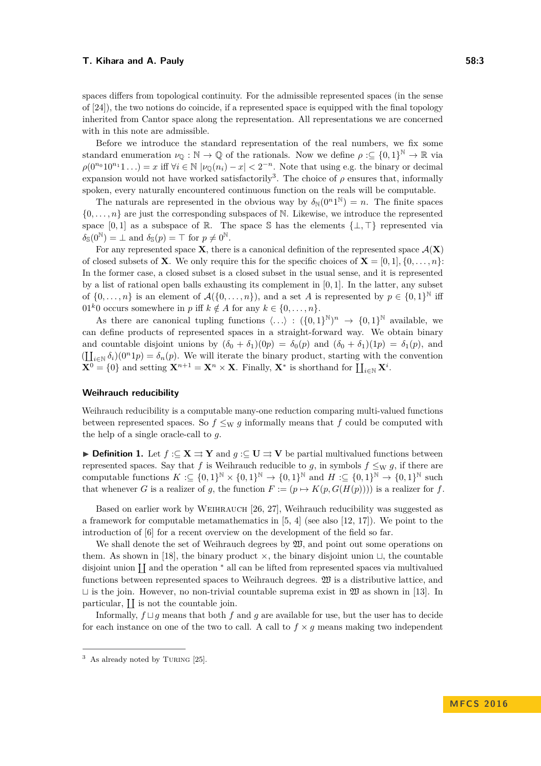spaces differs from topological continuity. For the admissible represented spaces (in the sense of [24]), the two notions do coincide, if a represented space is equipped with the final topology inherited from Cantor space along the representation. All representations we are concerned with in this note are admissible.

Before we introduce the standard representation of the real numbers, we fix some standard enumeration $\nu_\mathbb{Q} : \mathbb{N} \to \mathbb{Q}$ of the rationals. Now we define $\rho :\subseteq \{0,1\}^\mathbb{N} \to \mathbb{R}$ via $\rho(0^{n_0}10^{n_1}1\ldots) = x$ iff $\forall i \in \mathbb{N}\ |\nu_\mathbb{Q}(n_i) - x| < 2^{-n}$. Note that using e.g. the binary or decimal expansion would not have worked satisfactorily[3]. The choice of $\rho$ ensures that, informally spoken, every naturally encountered continuous function on the reals will be computable.

The naturals are represented in the obvious way by $\delta_\mathbb{N}(0^n1^\mathbb{N}) = n$. The finite spaces $\{0,\ldots,n\}$ are just the corresponding subspaces of $\mathbb{N}$. Likewise, we introduce the represented space $[0,1]$ as a subspace of $\mathbb{R}$. The space $\mathbb{S}$ has the elements $\{\bot, \top\}$ represented via $\delta_\mathbb{S}(0^\mathbb{N}) = \bot$ and $\delta_\mathbb{S}(p) = \top$ for $p \neq 0^\mathbb{N}$.

For any represented space $\mathbf{X}$, there is a canonical definition of the represented space $\mathcal{A}(\mathbf{X})$ of closed subsets of $\mathbf{X}$. We only require this for the specific choices of $\mathbf{X} = [0,1], \{0,\ldots,n\}$: In the former case, a closed subset is a closed subset in the usual sense, and it is represented by a list of rational open balls exhausting its complement in $[0,1]$. In the latter, any subset of $\{0,\ldots,n\}$ is an element of $\mathcal{A}(\{0,\ldots,n\})$, and a set $A$ is represented by $p \in \{0,1\}^\mathbb{N}$ iff $01^k0$ occurs somewhere in $p$ iff $k \notin A$ for any $k \in \{0,\ldots,n\}$.

As there are canonical tupling functions $\langle\ldots\rangle : (\{0,1\}^\mathbb{N})^n \to \{0,1\}^\mathbb{N}$ available, we can define products of represented spaces in a straight-forward way. We obtain binary and countable disjoint unions by $(\delta_0 + \delta_1)(0p) = \delta_0(p)$ and $(\delta_0 + \delta_1)(1p) = \delta_1(p)$, and $(\coprod_{i\in\mathbb{N}} \delta_i)(0^n1p) = \delta_n(p)$. We will iterate the binary product, starting with the convention $\mathbf{X}^0 = \{0\}$ and setting $\mathbf{X}^{n+1} = \mathbf{X}^n \times \mathbf{X}$. Finally, $\mathbf{X}^*$ is shorthand for $\coprod_{i\in\mathbb{N}} \mathbf{X}^i$.

### Weihrauch reducibility

Weihrauch reducibility is a computable many-one reduction comparing multi-valued functions between represented spaces. So $f \leq_\mathrm{W} g$ informally means that $f$ could be computed with the help of a single oracle-call to $g$.

▶ **Definition 1.** Let $f :\subseteq \mathbf{X} \rightrightarrows \mathbf{Y}$ and $g :\subseteq \mathbf{U} \rightrightarrows \mathbf{V}$ be partial multivalued functions between represented spaces. Say that $f$ is Weihrauch reducible to $g$, in symbols $f \leq_\mathrm{W} g$, if there are computable functions $K :\subseteq \{0,1\}^\mathbb{N} \times \{0,1\}^\mathbb{N} \to \{0,1\}^\mathbb{N}$ and $H :\subseteq \{0,1\}^\mathbb{N} \to \{0,1\}^\mathbb{N}$ such that whenever $G$ is a realizer of $g$, the function $F := (p \mapsto K(p, G(H(p))))$ is a realizer for $f$.

Based on earlier work by Weihrauch [26, 27], Weihrauch reducibility was suggested as a framework for computable metamathematics in [5, 4] (see also [12, 17]). We point to the introduction of [6] for a recent overview on the development of the field so far.

We shall denote the set of Weihrauch degrees by $\mathfrak{W}$, and point out some operations on them. As shown in [18], the binary product $\times$, the binary disjoint union $\sqcup$, the countable disjoint union $\coprod$ and the operation $^*$ all can be lifted from represented spaces via multivalued functions between represented spaces to Weihrauch degrees. $\mathfrak{W}$ is a distributive lattice, and $\sqcup$ is the join. However, no non-trivial countable suprema exist in $\mathfrak{W}$ as shown in [13]. In particular, $\coprod$ is not the countable join.

Informally, $f \sqcup g$ means that both $f$ and $g$ are available for use, but the user has to decide for each instance on one of the two to call. A call to $f \times g$ means making two independent

[3] As already noted by Turing [25].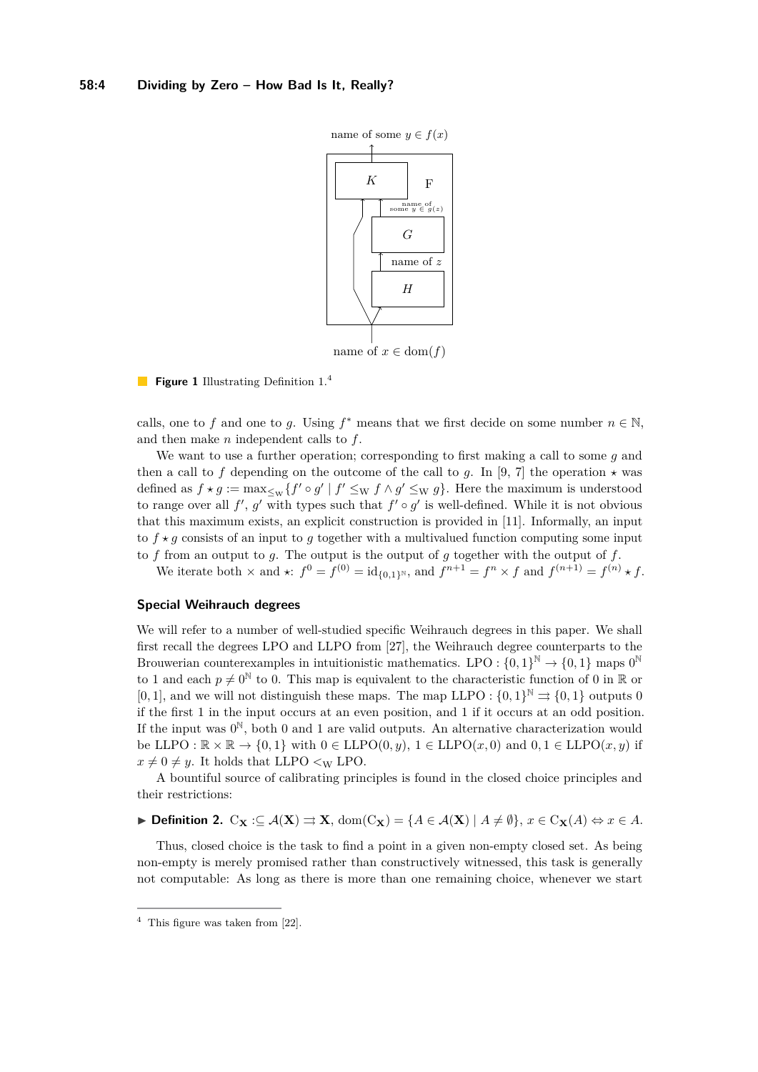**Figure 1** Illustrating Definition 1.[4]

calls, one to $f$ and one to $g$. Using $f^*$ means that we first decide on some number $n \in \mathbb{N}$, and then make $n$ independent calls to $f$.

We want to use a further operation; corresponding to first making a call to some $g$ and then a call to $f$ depending on the outcome of the call to $g$. In [9, 7] the operation $\star$ was defined as $f \star g := \max_{\leq_W} \{f' \circ g' \mid f' \leq_W f \wedge g' \leq_W g\}$. Here the maximum is understood to range over all $f'$, $g'$ with types such that $f' \circ g'$ is well-defined. While it is not obvious that this maximum exists, an explicit construction is provided in [11]. Informally, an input to $f \star g$ consists of an input to $g$ together with a multivalued function computing some input to $f$ from an output to $g$. The output is the output of $g$ together with the output of $f$.

We iterate both $\times$ and $\star$: $f^0 = f^{(0)} = \mathrm{id}_{\{0,1\}^\mathbb{N}}$, and $f^{n+1} = f^n \times f$ and $f^{(n+1)} = f^{(n)} \star f$.

## Special Weihrauch degrees

We will refer to a number of well-studied specific Weihrauch degrees in this paper. We shall first recall the degrees LPO and LLPO from [27], the Weihrauch degree counterparts to the Brouwerian counterexamples in intuitionistic mathematics. $\mathrm{LPO} : \{0,1\}^\mathbb{N} \to \{0,1\}$ maps $0^\mathbb{N}$ to 1 and each $p \neq 0^\mathbb{N}$ to 0. This map is equivalent to the characteristic function of 0 in $\mathbb{R}$ or $[0,1]$, and we will not distinguish these maps. The map $\mathrm{LLPO} : \{0,1\}^\mathbb{N} \rightrightarrows \{0,1\}$ outputs 0 if the first 1 in the input occurs at an even position, and 1 if it occurs at an odd position. If the input was $0^\mathbb{N}$, both 0 and 1 are valid outputs. An alternative characterization would be $\mathrm{LLPO} : \mathbb{R} \times \mathbb{R} \to \{0,1\}$ with $0 \in \mathrm{LLPO}(0,y)$, $1 \in \mathrm{LLPO}(x,0)$ and $0,1 \in \mathrm{LLPO}(x,y)$ if $x \neq 0 \neq y$. It holds that $\mathrm{LLPO} <_W \mathrm{LPO}$.

A bountiful source of calibrating principles is found in the closed choice principles and their restrictions:

▶ **Definition 2.** $\mathrm{C}_\mathbf{X} :\subseteq \mathcal{A}(\mathbf{X}) \rightrightarrows \mathbf{X}$, $\mathrm{dom}(\mathrm{C}_\mathbf{X}) = \{A \in \mathcal{A}(\mathbf{X}) \mid A \neq \emptyset\}$, $x \in \mathrm{C}_\mathbf{X}(A) \Leftrightarrow x \in A$.

Thus, closed choice is the task to find a point in a given non-empty closed set. As being non-empty is merely promised rather than constructively witnessed, this task is generally not computable: As long as there is more than one remaining choice, whenever we start

[4] This figure was taken from [22].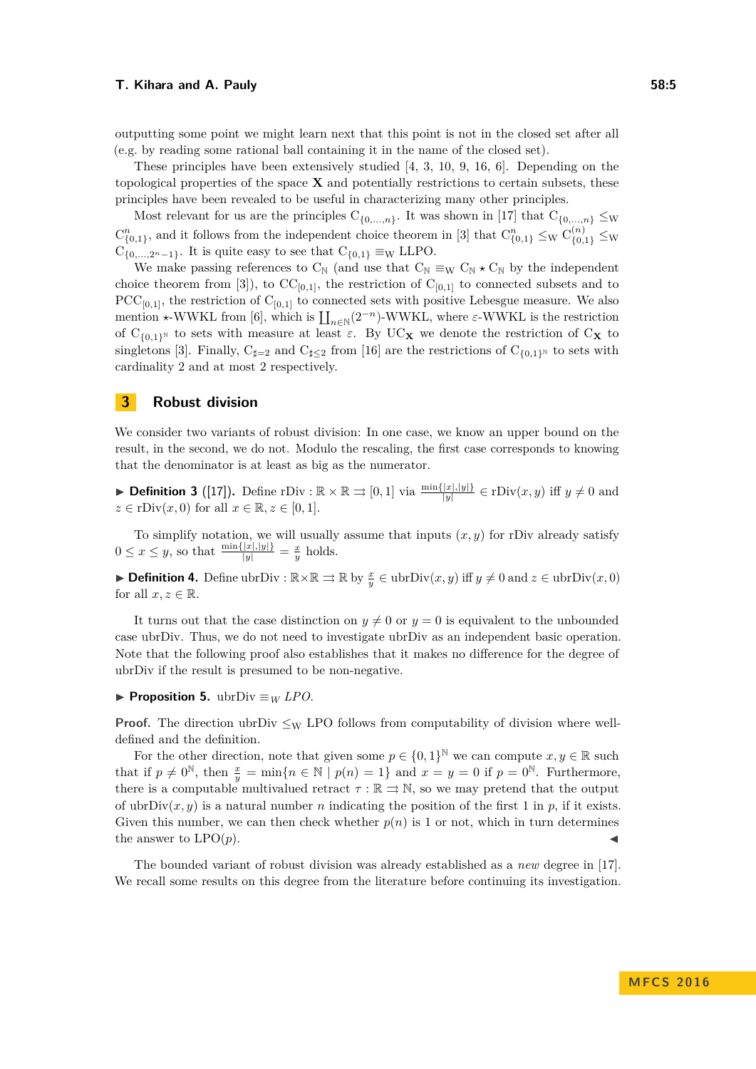outputting some point we might learn next that this point is not in the closed set after all (e.g. by reading some rational ball containing it in the name of the closed set).

These principles have been extensively studied [4, 3, 10, 9, 16, 6]. Depending on the topological properties of the space $\mathbf{X}$ and potentially restrictions to certain subsets, these principles have been revealed to be useful in characterizing many other principles.

Most relevant for us are the principles $\mathrm{C}_{\{0,\dots,n\}}$. It was shown in [17] that $\mathrm{C}_{\{0,\dots,n\}} \leq_{\mathrm{W}} \mathrm{C}^n_{\{0,1\}}$, and it follows from the independent choice theorem in [3] that $\mathrm{C}^n_{\{0,1\}} \leq_{\mathrm{W}} \mathrm{C}^{(n)}_{\{0,1\}} \leq_{\mathrm{W}} \mathrm{C}_{\{0,\dots,2^n-1\}}$. It is quite easy to see that $\mathrm{C}_{\{0,1\}} \equiv_{\mathrm{W}} \mathrm{LLPO}$.

We make passing references to $\mathrm{C}_{\mathbb{N}}$ (and use that $\mathrm{C}_{\mathbb{N}} \equiv_{\mathrm{W}} \mathrm{C}_{\mathbb{N}} \star \mathrm{C}_{\mathbb{N}}$ by the independent choice theorem from [3]), to $\mathrm{CC}_{[0,1]}$, the restriction of $\mathrm{C}_{[0,1]}$ to connected subsets and to $\mathrm{PCC}_{[0,1]}$, the restriction of $\mathrm{C}_{[0,1]}$ to connected sets with positive Lebesgue measure. We also mention $\star$-WWKL from [6], which is $\coprod_{n\in\mathbb{N}}(2^{-n})$-WWKL, where $\varepsilon$-WWKL is the restriction of $\mathrm{C}_{\{0,1\}^{\mathbb{N}}}$ to sets with measure at least $\varepsilon$. By $\mathrm{UC}_{\mathbf{X}}$ we denote the restriction of $\mathrm{C}_{\mathbf{X}}$ to singletons [3]. Finally, $\mathrm{C}_{\sharp=2}$ and $\mathrm{C}_{\sharp\leq 2}$ from [16] are the restrictions of $\mathrm{C}_{\{0,1\}^{\mathbb{N}}}$ to sets with cardinality 2 and at most 2 respectively.

## 3 Robust division

We consider two variants of robust division: In one case, we know an upper bound on the result, in the second, we do not. Modulo the rescaling, the first case corresponds to knowing that the denominator is at least as big as the numerator.

▶ **Definition 3** ([17]). Define $\mathrm{rDiv} : \mathbb{R} \times \mathbb{R} \rightrightarrows [0,1]$ via $\frac{\min\{|x|,|y|\}}{|y|} \in \mathrm{rDiv}(x,y)$ iff $y \neq 0$ and $z \in \mathrm{rDiv}(x,0)$ for all $x \in \mathbb{R}, z \in [0,1]$.

To simplify notation, we will usually assume that inputs $(x,y)$ for rDiv already satisfy $0 \leq x \leq y$, so that $\frac{\min\{|x|,|y|\}}{|y|} = \frac{x}{y}$ holds.

▶ **Definition 4.** Define $\mathrm{ubrDiv} : \mathbb{R}\times\mathbb{R} \rightrightarrows \mathbb{R}$ by $\frac{x}{y} \in \mathrm{ubrDiv}(x,y)$ iff $y \neq 0$ and $z \in \mathrm{ubrDiv}(x,0)$ for all $x, z \in \mathbb{R}$.

It turns out that the case distinction on $y \neq 0$ or $y = 0$ is equivalent to the unbounded case ubrDiv. Thus, we do not need to investigate ubrDiv as an independent basic operation. Note that the following proof also establishes that it makes no difference for the degree of ubrDiv if the result is presumed to be non-negative.

▶ **Proposition 5.** *$\mathrm{ubrDiv} \equiv_W LPO$.*

**Proof.** The direction $\mathrm{ubrDiv} \leq_{\mathrm{W}} \mathrm{LPO}$ follows from computability of division where well-defined and the definition.

For the other direction, note that given some $p \in \{0,1\}^{\mathbb{N}}$ we can compute $x, y \in \mathbb{R}$ such that if $p \neq 0^{\mathbb{N}}$, then $\frac{x}{y} = \min\{n \in \mathbb{N} \mid p(n) = 1\}$ and $x = y = 0$ if $p = 0^{\mathbb{N}}$. Furthermore, there is a computable multivalued retract $\tau : \mathbb{R} \rightrightarrows \mathbb{N}$, so we may pretend that the output of $\mathrm{ubrDiv}(x,y)$ is a natural number $n$ indicating the position of the first 1 in $p$, if it exists. Given this number, we can then check whether $p(n)$ is 1 or not, which in turn determines the answer to $\mathrm{LPO}(p)$. ◀

The bounded variant of robust division was already established as a *new* degree in [17]. We recall some results on this degree from the literature before continuing its investigation.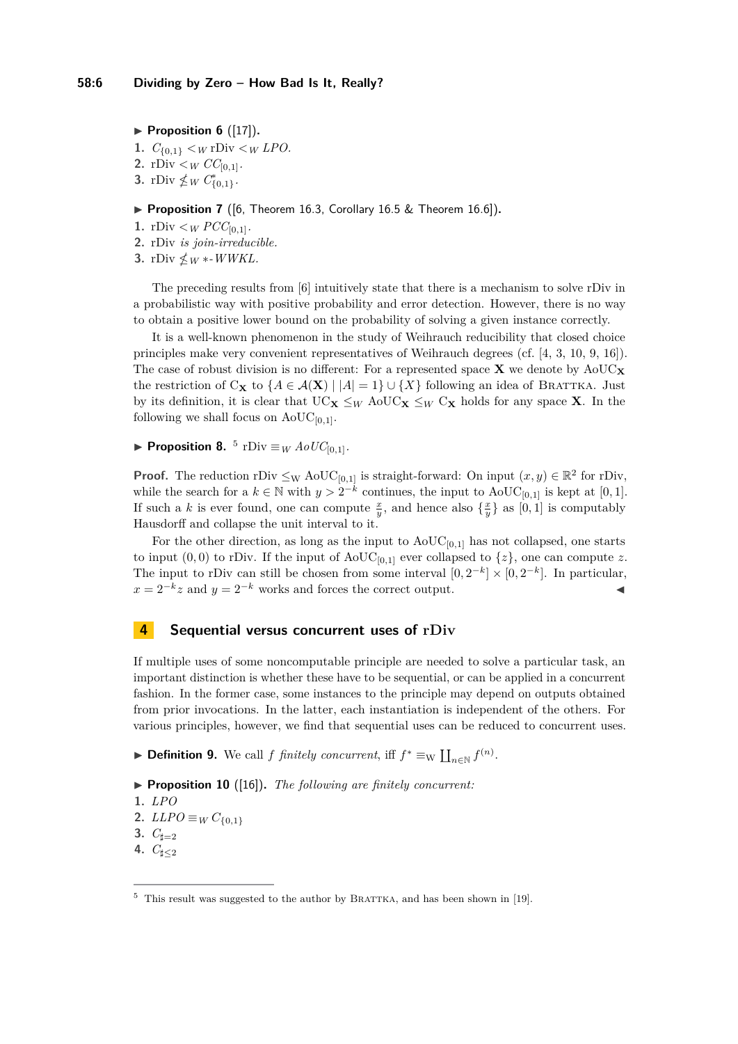▶ **Proposition 6** ([17]).

1. $C_{\{0,1\}} <_W \mathrm{rDiv} <_W LPO$.
2. $\mathrm{rDiv} <_W CC_{[0,1]}$.
3. $\mathrm{rDiv} \not\leq_W C^*_{\{0,1\}}$.

▶ **Proposition 7** ([6, Theorem 16.3, Corollary 16.5 & Theorem 16.6]).

1. $\mathrm{rDiv} <_W PCC_{[0,1]}$.
2. $\mathrm{rDiv}$ *is join-irreducible.*
3. $\mathrm{rDiv} \not\leq_W *\text{-}WWKL$.

The preceding results from [6] intuitively state that there is a mechanism to solve rDiv in a probabilistic way with positive probability and error detection. However, there is no way to obtain a positive lower bound on the probability of solving a given instance correctly.

It is a well-known phenomenon in the study of Weihrauch reducibility that closed choice principles make very convenient representatives of Weihrauch degrees (cf. [4, 3, 10, 9, 16]). The case of robust division is no different: For a represented space $\mathbf{X}$ we denote by $\mathrm{AoUC}_\mathbf{X}$ the restriction of $\mathrm{C}_\mathbf{X}$ to $\{A \in \mathcal{A}(\mathbf{X}) \mid |A| = 1\} \cup \{X\}$ following an idea of Brattka. Just by its definition, it is clear that $\mathrm{UC}_\mathbf{X} \leq_W \mathrm{AoUC}_\mathbf{X} \leq_W \mathrm{C}_\mathbf{X}$ holds for any space $\mathbf{X}$. In the following we shall focus on $\mathrm{AoUC}_{[0,1]}$.

▶ **Proposition 8.** [5] $\mathrm{rDiv} \equiv_W AoUC_{[0,1]}$.

**Proof.** The reduction $\mathrm{rDiv} \leq_W \mathrm{AoUC}_{[0,1]}$ is straight-forward: On input $(x, y) \in \mathbb{R}^2$ for rDiv, while the search for a $k \in \mathbb{N}$ with $y > 2^{-k}$ continues, the input to $\mathrm{AoUC}_{[0,1]}$ is kept at $[0, 1]$. If such a $k$ is ever found, one can compute $\frac{x}{y}$, and hence also $\{\frac{x}{y}\}$ as $[0, 1]$ is computably Hausdorff and collapse the unit interval to it.

For the other direction, as long as the input to $\mathrm{AoUC}_{[0,1]}$ has not collapsed, one starts to input $(0, 0)$ to rDiv. If the input of $\mathrm{AoUC}_{[0,1]}$ ever collapsed to $\{z\}$, one can compute $z$. The input to rDiv can still be chosen from some interval $[0, 2^{-k}] \times [0, 2^{-k}]$. In particular, $x = 2^{-k}z$ and $y = 2^{-k}$ works and forces the correct output. ◀

## 4 Sequential versus concurrent uses of rDiv

If multiple uses of some noncomputable principle are needed to solve a particular task, an important distinction is whether these have to be sequential, or can be applied in a concurrent fashion. In the former case, some instances to the principle may depend on outputs obtained from prior invocations. In the latter, each instantiation is independent of the others. For various principles, however, we find that sequential uses can be reduced to concurrent uses.

▶ **Definition 9.** We call $f$ *finitely concurrent*, iff $f^* \equiv_W \coprod_{n \in \mathbb{N}} f^{(n)}$.

▶ **Proposition 10** ([16]). *The following are finitely concurrent:*

1. $LPO$
2. $LLPO \equiv_W C_{\{0,1\}}$
3. $C_{\sharp=2}$
4. $C_{\sharp\leq 2}$

---

[5] This result was suggested to the author by Brattka, and has been shown in [19].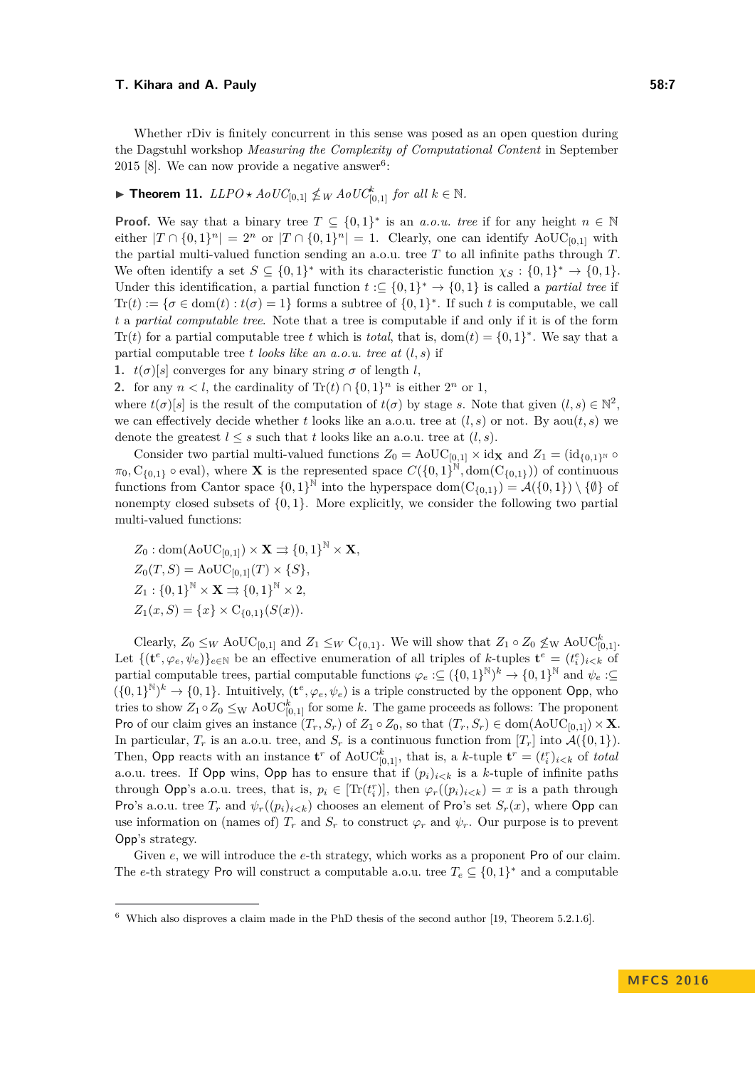Whether rDiv is finitely concurrent in this sense was posed as an open question during the Dagstuhl workshop *Measuring the Complexity of Computational Content* in September 2015 [8]. We can now provide a negative answer[6]:

▶ **Theorem 11.** *$LLPO \star AoUC_{[0,1]} \not\leq_W AoUC^k_{[0,1]}$ for all $k \in \mathbb{N}$.*

**Proof.** We say that a binary tree $T \subseteq \{0,1\}^*$ is an *a.o.u. tree* if for any height $n \in \mathbb{N}$ either $|T \cap \{0,1\}^n| = 2^n$ or $|T \cap \{0,1\}^n| = 1$. Clearly, one can identify $\mathrm{AoUC}_{[0,1]}$ with the partial multi-valued function sending an a.o.u. tree $T$ to all infinite paths through $T$. We often identify a set $S \subseteq \{0,1\}^*$ with its characteristic function $\chi_S : \{0,1\}^* \to \{0,1\}$. Under this identification, a partial function $t :\subseteq \{0,1\}^* \to \{0,1\}$ is called a *partial tree* if $\mathrm{Tr}(t) := \{\sigma \in \mathrm{dom}(t) : t(\sigma) = 1\}$ forms a subtree of $\{0,1\}^*$. If such $t$ is computable, we call $t$ a *partial computable tree*. Note that a tree is computable if and only if it is of the form $\mathrm{Tr}(t)$ for a partial computable tree $t$ which is *total*, that is, $\mathrm{dom}(t) = \{0,1\}^*$. We say that a partial computable tree $t$ *looks like an a.o.u. tree at* $(l,s)$ if

1. $t(\sigma)[s]$ converges for any binary string $\sigma$ of length $l$,
2. for any $n < l$, the cardinality of $\mathrm{Tr}(t) \cap \{0,1\}^n$ is either $2^n$ or 1,

where $t(\sigma)[s]$ is the result of the computation of $t(\sigma)$ by stage $s$. Note that given $(l,s) \in \mathbb{N}^2$, we can effectively decide whether $t$ looks like an a.o.u. tree at $(l,s)$ or not. By $\mathrm{aou}(t,s)$ we denote the greatest $l \leq s$ such that $t$ looks like an a.o.u. tree at $(l,s)$.

Consider two partial multi-valued functions $Z_0 = \mathrm{AoUC}_{[0,1]} \times \mathrm{id}_{\mathbf{X}}$ and $Z_1 = (\mathrm{id}_{\{0,1\}^{\mathbb{N}}} \circ \pi_0, \mathrm{C}_{\{0,1\}} \circ \mathrm{eval})$, where $\mathbf{X}$ is the represented space $C(\{0,1\}^{\mathbb{N}}, \mathrm{dom}(\mathrm{C}_{\{0,1\}}))$ of continuous functions from Cantor space $\{0,1\}^{\mathbb{N}}$ into the hyperspace $\mathrm{dom}(\mathrm{C}_{\{0,1\}}) = \mathcal{A}(\{0,1\}) \setminus \{\emptyset\}$ of nonempty closed subsets of $\{0,1\}$. More explicitly, we consider the following two partial multi-valued functions:

$$
\begin{aligned}
&Z_0 : \mathrm{dom}(\mathrm{AoUC}_{[0,1]}) \times \mathbf{X} \rightrightarrows \{0,1\}^{\mathbb{N}} \times \mathbf{X},\\
&Z_0(T,S) = \mathrm{AoUC}_{[0,1]}(T) \times \{S\},\\
&Z_1 : \{0,1\}^{\mathbb{N}} \times \mathbf{X} \rightrightarrows \{0,1\}^{\mathbb{N}} \times 2,\\
&Z_1(x,S) = \{x\} \times \mathrm{C}_{\{0,1\}}(S(x)).
\end{aligned}
$$

Clearly, $Z_0 \leq_W \mathrm{AoUC}_{[0,1]}$ and $Z_1 \leq_W \mathrm{C}_{\{0,1\}}$. We will show that $Z_1 \circ Z_0 \not\leq_W \mathrm{AoUC}^k_{[0,1]}$. Let $\{(\mathbf{t}^e, \varphi_e, \psi_e)\}_{e \in \mathbb{N}}$ be an effective enumeration of all triples of $k$-tuples $\mathbf{t}^e = (t^e_i)_{i<k}$ of partial computable trees, partial computable functions $\varphi_e :\subseteq (\{0,1\}^{\mathbb{N}})^k \to \{0,1\}^{\mathbb{N}}$ and $\psi_e :\subseteq (\{0,1\}^{\mathbb{N}})^k \to \{0,1\}$. Intuitively, $(\mathbf{t}^e, \varphi_e, \psi_e)$ is a triple constructed by the opponent Opp, who tries to show $Z_1 \circ Z_0 \leq_W \mathrm{AoUC}^k_{[0,1]}$ for some $k$. The game proceeds as follows: The proponent Pro of our claim gives an instance $(T_r, S_r)$ of $Z_1 \circ Z_0$, so that $(T_r, S_r) \in \mathrm{dom}(\mathrm{AoUC}_{[0,1]}) \times \mathbf{X}$. In particular, $T_r$ is an a.o.u. tree, and $S_r$ is a continuous function from $[T_r]$ into $\mathcal{A}(\{0,1\})$. Then, Opp reacts with an instance $\mathbf{t}^r$ of $\mathrm{AoUC}^k_{[0,1]}$, that is, a $k$-tuple $\mathbf{t}^r = (t^r_i)_{i<k}$ of *total* a.o.u. trees. If Opp wins, Opp has to ensure that if $(p_i)_{i<k}$ is a $k$-tuple of infinite paths through Opp's a.o.u. trees, that is, $p_i \in [\mathrm{Tr}(t^r_i)]$, then $\varphi_r((p_i)_{i<k}) = x$ is a path through Pro's a.o.u. tree $T_r$ and $\psi_r((p_i)_{i<k})$ chooses an element of Pro's set $S_r(x)$, where Opp can use information on (names of) $T_r$ and $S_r$ to construct $\varphi_r$ and $\psi_r$. Our purpose is to prevent Opp's strategy.

Given $e$, we will introduce the $e$-th strategy, which works as a proponent Pro of our claim. The $e$-th strategy Pro will construct a computable a.o.u. tree $T_e \subseteq \{0,1\}^*$ and a computable

[6] Which also disproves a claim made in the PhD thesis of the second author [19, Theorem 5.2.1.6].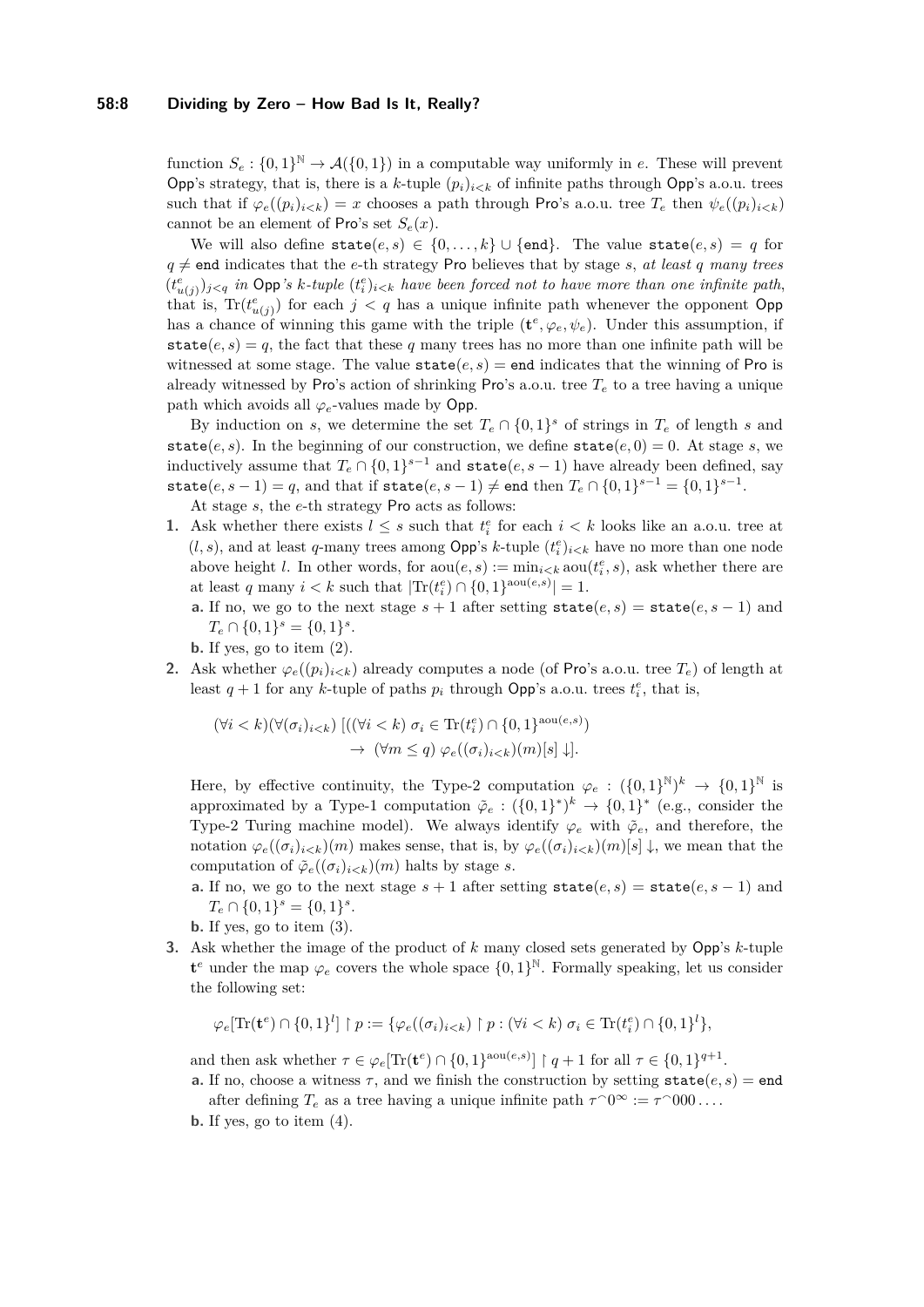function $S_e : \{0,1\}^{\mathbb{N}} \to \mathcal{A}(\{0,1\})$ in a computable way uniformly in $e$. These will prevent Opp's strategy, that is, there is a $k$-tuple $(p_i)_{i<k}$ of infinite paths through Opp's a.o.u. trees such that if $\varphi_e((p_i)_{i<k}) = x$ chooses a path through Pro's a.o.u. tree $T_e$ then $\psi_e((p_i)_{i<k})$ cannot be an element of Pro's set $S_e(x)$.

We will also define $\texttt{state}(e,s) \in \{0,\dots,k\} \cup \{\texttt{end}\}$. The value $\texttt{state}(e,s) = q$ for $q \neq \texttt{end}$ indicates that the $e$-th strategy Pro believes that by stage $s$, *at least $q$ many trees $(t^e_{u(j)})_{j<q}$ in Opp's $k$-tuple $(t^e_i)_{i<k}$ have been forced not to have more than one infinite path*, that is, $\mathrm{Tr}(t^e_{u(j)})$ for each $j < q$ has a unique infinite path whenever the opponent Opp has a chance of winning this game with the triple $(\mathbf{t}^e, \varphi_e, \psi_e)$. Under this assumption, if $\texttt{state}(e,s) = q$, the fact that these $q$ many trees has no more than one infinite path will be witnessed at some stage. The value $\texttt{state}(e,s) = \texttt{end}$ indicates that the winning of Pro is already witnessed by Pro's action of shrinking Pro's a.o.u. tree $T_e$ to a tree having a unique path which avoids all $\varphi_e$-values made by Opp.

By induction on $s$, we determine the set $T_e \cap \{0,1\}^s$ of strings in $T_e$ of length $s$ and $\texttt{state}(e,s)$. In the beginning of our construction, we define $\texttt{state}(e,0) = 0$. At stage $s$, we inductively assume that $T_e \cap \{0,1\}^{s-1}$ and $\texttt{state}(e,s-1)$ have already been defined, say $\texttt{state}(e,s-1) = q$, and that if $\texttt{state}(e,s-1) \neq \texttt{end}$ then $T_e \cap \{0,1\}^{s-1} = \{0,1\}^{s-1}$.

At stage $s$, the $e$-th strategy Pro acts as follows:

1. Ask whether there exists $l \leq s$ such that $t^e_i$ for each $i < k$ looks like an a.o.u. tree at $(l,s)$, and at least $q$-many trees among Opp's $k$-tuple $(t^e_i)_{i<k}$ have no more than one node above height $l$. In other words, for $\mathrm{aou}(e,s) := \min_{i<k} \mathrm{aou}(t^e_i, s)$, ask whether there are at least $q$ many $i < k$ such that $|\mathrm{Tr}(t^e_i) \cap \{0,1\}^{\mathrm{aou}(e,s)}| = 1$.
   - **a.** If no, we go to the next stage $s+1$ after setting $\texttt{state}(e,s) = \texttt{state}(e,s-1)$ and $T_e \cap \{0,1\}^s = \{0,1\}^s$.
   - **b.** If yes, go to item (2).
2. Ask whether $\varphi_e((p_i)_{i<k})$ already computes a node (of Pro's a.o.u. tree $T_e$) of length at least $q+1$ for any $k$-tuple of paths $p_i$ through Opp's a.o.u. trees $t^e_i$, that is,

   $$(\forall i < k)(\forall (\sigma_i)_{i<k}) \left[ ((\forall i < k)\ \sigma_i \in \mathrm{Tr}(t^e_i) \cap \{0,1\}^{\mathrm{aou}(e,s)}) \right.$$
   $$\left. \to\ (\forall m \leq q)\ \varphi_e((\sigma_i)_{i<k})(m)[s]\downarrow \right].$$

   Here, by effective continuity, the Type-2 computation $\varphi_e : (\{0,1\}^{\mathbb{N}})^k \to \{0,1\}^{\mathbb{N}}$ is approximated by a Type-1 computation $\tilde{\varphi}_e : (\{0,1\}^*)^k \to \{0,1\}^*$ (e.g., consider the Type-2 Turing machine model). We always identify $\varphi_e$ with $\tilde{\varphi}_e$, and therefore, the notation $\varphi_e((\sigma_i)_{i<k})(m)$ makes sense, that is, by $\varphi_e((\sigma_i)_{i<k})(m)[s]\downarrow$, we mean that the computation of $\tilde{\varphi}_e((\sigma_i)_{i<k})(m)$ halts by stage $s$.
   - **a.** If no, we go to the next stage $s+1$ after setting $\texttt{state}(e,s) = \texttt{state}(e,s-1)$ and $T_e \cap \{0,1\}^s = \{0,1\}^s$.
   - **b.** If yes, go to item (3).
3. Ask whether the image of the product of $k$ many closed sets generated by Opp's $k$-tuple $\mathbf{t}^e$ under the map $\varphi_e$ covers the whole space $\{0,1\}^{\mathbb{N}}$. Formally speaking, let us consider the following set:

   $$\varphi_e[\mathrm{Tr}(\mathbf{t}^e) \cap \{0,1\}^l] \upharpoonright p := \{\varphi_e((\sigma_i)_{i<k}) \upharpoonright p : (\forall i < k)\ \sigma_i \in \mathrm{Tr}(t^e_i) \cap \{0,1\}^l\},$$

   and then ask whether $\tau \in \varphi_e[\mathrm{Tr}(\mathbf{t}^e) \cap \{0,1\}^{\mathrm{aou}(e,s)}] \upharpoonright q+1$ for all $\tau \in \{0,1\}^{q+1}$.
   - **a.** If no, choose a witness $\tau$, and we finish the construction by setting $\texttt{state}(e,s) = \texttt{end}$ after defining $T_e$ as a tree having a unique infinite path $\tau^\frown 0^\infty := \tau^\frown 000\dots$.
   - **b.** If yes, go to item (4).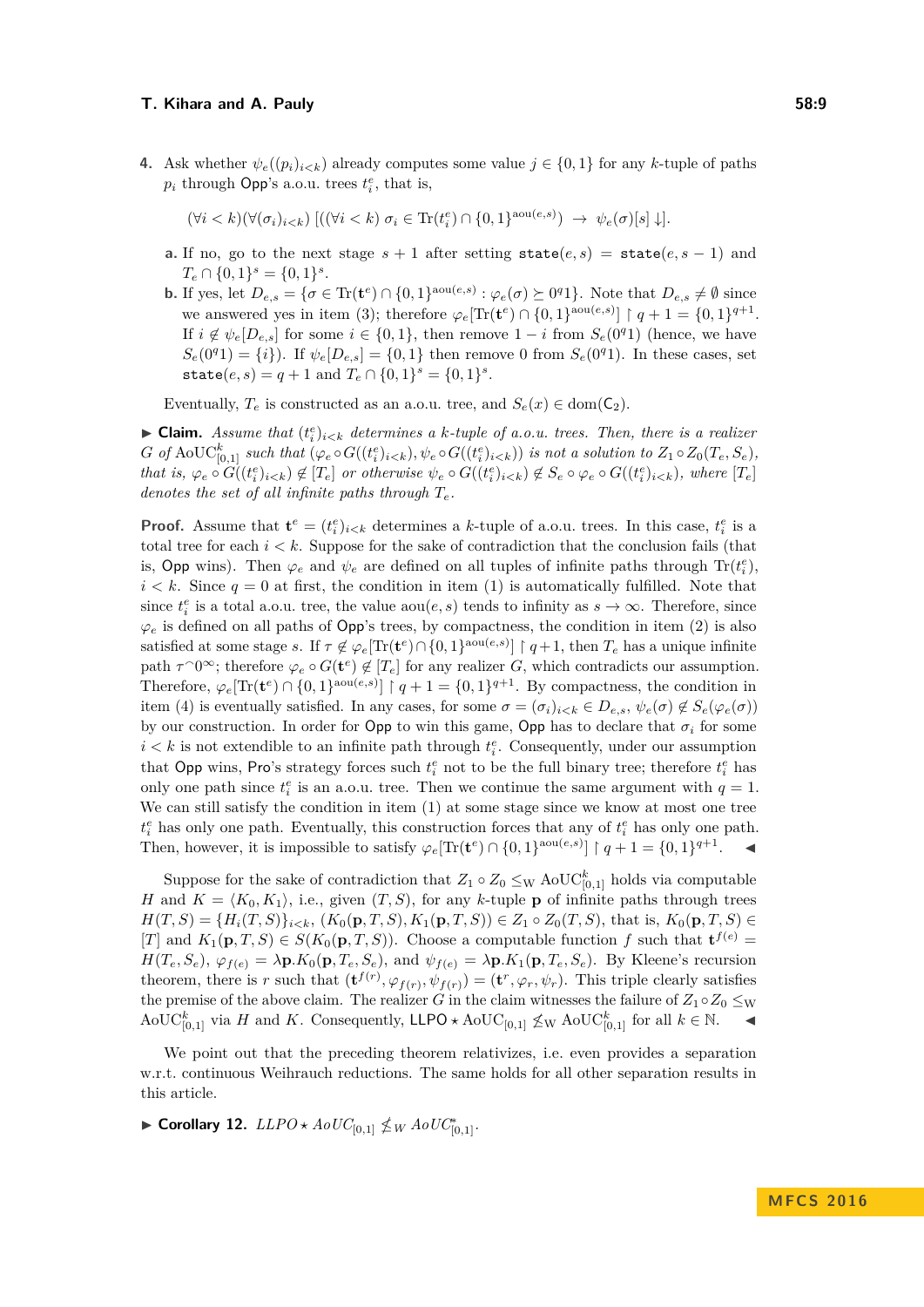4. Ask whether $\psi_e((p_i)_{i<k})$ already computes some value $j \in \{0,1\}$ for any $k$-tuple of paths $p_i$ through Opp's a.o.u. trees $t_i^e$, that is,

$$(\forall i < k)(\forall(\sigma_i)_{i<k})\ [((\forall i < k)\ \sigma_i \in \mathrm{Tr}(t_i^e) \cap \{0,1\}^{\mathrm{aou}(e,s)}) \ \rightarrow\ \psi_e(\sigma)[s]\downarrow].$$

   a. If no, go to the next stage $s+1$ after setting $\mathtt{state}(e,s) = \mathtt{state}(e,s-1)$ and $T_e \cap \{0,1\}^s = \{0,1\}^s$.

   b. If yes, let $D_{e,s} = \{\sigma \in \mathrm{Tr}(\mathbf{t}^e) \cap \{0,1\}^{\mathrm{aou}(e,s)} : \varphi_e(\sigma) \succeq 0^q1\}$. Note that $D_{e,s} \neq \emptyset$ since we answered yes in item (3); therefore $\varphi_e[\mathrm{Tr}(\mathbf{t}^e) \cap \{0,1\}^{\mathrm{aou}(e,s)}] \upharpoonright q+1 = \{0,1\}^{q+1}$. If $i \notin \psi_e[D_{e,s}]$ for some $i \in \{0,1\}$, then remove $1-i$ from $S_e(0^q1)$ (hence, we have $S_e(0^q1) = \{i\}$). If $\psi_e[D_{e,s}] = \{0,1\}$ then remove 0 from $S_e(0^q1)$. In these cases, set $\mathtt{state}(e,s) = q+1$ and $T_e \cap \{0,1\}^s = \{0,1\}^s$.

Eventually, $T_e$ is constructed as an a.o.u. tree, and $S_e(x) \in \mathrm{dom}(\mathsf{C}_2)$.

▶ **Claim.** *Assume that $(t_i^e)_{i<k}$ determines a $k$-tuple of a.o.u. trees. Then, there is a realizer $G$ of $\mathrm{AoUC}^k_{[0,1]}$ such that $(\varphi_e \circ G((t_i^e)_{i<k}), \psi_e \circ G((t_i^e)_{i<k}))$ is not a solution to $Z_1 \circ Z_0(T_e, S_e)$, that is, $\varphi_e \circ G((t_i^e)_{i<k}) \notin [T_e]$ or otherwise $\psi_e \circ G((t_i^e)_{i<k}) \notin S_e \circ \varphi_e \circ G((t_i^e)_{i<k})$, where $[T_e]$ denotes the set of all infinite paths through $T_e$.*

**Proof.** Assume that $\mathbf{t}^e = (t_i^e)_{i<k}$ determines a $k$-tuple of a.o.u. trees. In this case, $t_i^e$ is a total tree for each $i < k$. Suppose for the sake of contradiction that the conclusion fails (that is, Opp wins). Then $\varphi_e$ and $\psi_e$ are defined on all tuples of infinite paths through $\mathrm{Tr}(t_i^e)$, $i < k$. Since $q = 0$ at first, the condition in item (1) is automatically fulfilled. Note that since $t_i^e$ is a total a.o.u. tree, the value $\mathrm{aou}(e,s)$ tends to infinity as $s \to \infty$. Therefore, since $\varphi_e$ is defined on all paths of Opp's trees, by compactness, the condition in item (2) is also satisfied at some stage $s$. If $\tau \notin \varphi_e[\mathrm{Tr}(\mathbf{t}^e) \cap \{0,1\}^{\mathrm{aou}(e,s)}] \upharpoonright q+1$, then $T_e$ has a unique infinite path $\tau^\frown 0^\infty$; therefore $\varphi_e \circ G(\mathbf{t}^e) \notin [T_e]$ for any realizer $G$, which contradicts our assumption. Therefore, $\varphi_e[\mathrm{Tr}(\mathbf{t}^e) \cap \{0,1\}^{\mathrm{aou}(e,s)}] \upharpoonright q+1 = \{0,1\}^{q+1}$. By compactness, the condition in item (4) is eventually satisfied. In any cases, for some $\sigma = (\sigma_i)_{i<k} \in D_{e,s}$, $\psi_e(\sigma) \notin S_e(\varphi_e(\sigma))$ by our construction. In order for Opp to win this game, Opp has to declare that $\sigma_i$ for some $i < k$ is not extendible to an infinite path through $t_i^e$. Consequently, under our assumption that Opp wins, Pro's strategy forces such $t_i^e$ not to be the full binary tree; therefore $t_i^e$ has only one path since $t_i^e$ is an a.o.u. tree. Then we continue the same argument with $q = 1$. We can still satisfy the condition in item (1) at some stage since we know at most one tree $t_i^e$ has only one path. Eventually, this construction forces that any of $t_i^e$ has only one path. Then, however, it is impossible to satisfy $\varphi_e[\mathrm{Tr}(\mathbf{t}^e) \cap \{0,1\}^{\mathrm{aou}(e,s)}] \upharpoonright q+1 = \{0,1\}^{q+1}$. ◀

Suppose for the sake of contradiction that $Z_1 \circ Z_0 \leq_{\mathrm{W}} \mathrm{AoUC}^k_{[0,1]}$ holds via computable $H$ and $K = \langle K_0, K_1 \rangle$, i.e., given $(T,S)$, for any $k$-tuple $\mathbf{p}$ of infinite paths through trees $H(T,S) = \{H_i(T,S)\}_{i<k}$, $(K_0(\mathbf{p},T,S), K_1(\mathbf{p},T,S)) \in Z_1 \circ Z_0(T,S)$, that is, $K_0(\mathbf{p},T,S) \in [T]$ and $K_1(\mathbf{p},T,S) \in S(K_0(\mathbf{p},T,S))$. Choose a computable function $f$ such that $\mathbf{t}^{f(e)} = H(T_e, S_e)$, $\varphi_{f(e)} = \lambda\mathbf{p}.K_0(\mathbf{p},T_e,S_e)$, and $\psi_{f(e)} = \lambda\mathbf{p}.K_1(\mathbf{p},T_e,S_e)$. By Kleene's recursion theorem, there is $r$ such that $(\mathbf{t}^{f(r)}, \varphi_{f(r)}, \psi_{f(r)}) = (\mathbf{t}^r, \varphi_r, \psi_r)$. This triple clearly satisfies the premise of the above claim. The realizer $G$ in the claim witnesses the failure of $Z_1 \circ Z_0 \leq_{\mathrm{W}} \mathrm{AoUC}^k_{[0,1]}$ via $H$ and $K$. Consequently, $\mathsf{LLPO} \star \mathrm{AoUC}_{[0,1]} \not\leq_{\mathrm{W}} \mathrm{AoUC}^k_{[0,1]}$ for all $k \in \mathbb{N}$. ◀

We point out that the preceding theorem relativizes, i.e. even provides a separation w.r.t. continuous Weihrauch reductions. The same holds for all other separation results in this article.

▶ **Corollary 12.** *$LLPO \star AoUC_{[0,1]} \not\leq_W AoUC^*_{[0,1]}$.*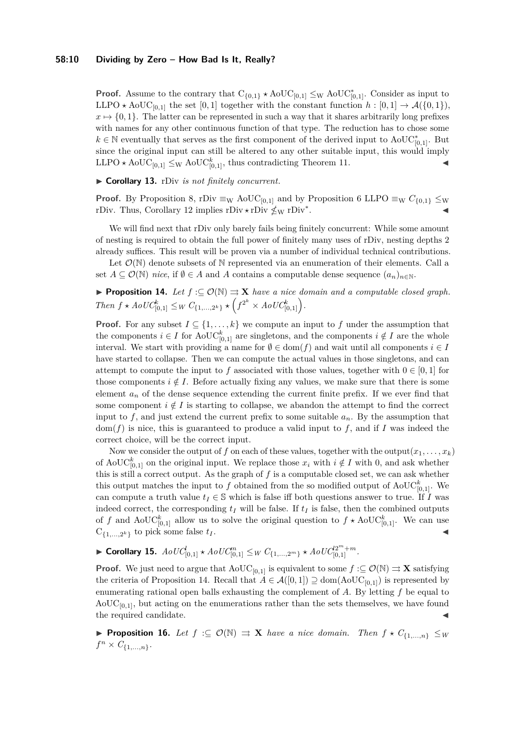**Proof.** Assume to the contrary that $\mathrm{C}_{\{0,1\}} \star \mathrm{AoUC}_{[0,1]} \leq_{\mathrm{W}} \mathrm{AoUC}^*_{[0,1]}$. Consider as input to $\mathrm{LLPO} \star \mathrm{AoUC}_{[0,1]}$ the set $[0,1]$ together with the constant function $h : [0,1] \to \mathcal{A}(\{0,1\})$, $x \mapsto \{0,1\}$. The latter can be represented in such a way that it shares arbitrarily long prefixes with names for any other continuous function of that type. The reduction has to chose some $k \in \mathbb{N}$ eventually that serves as the first component of the derived input to $\mathrm{AoUC}^*_{[0,1]}$. But since the original input can still be altered to any other suitable input, this would imply $\mathrm{LLPO} \star \mathrm{AoUC}_{[0,1]} \leq_{\mathrm{W}} \mathrm{AoUC}^k_{[0,1]}$, thus contradicting Theorem 11. ◂

▶ **Corollary 13.** rDiv *is not finitely concurrent.*

**Proof.** By Proposition 8, $\mathrm{rDiv} \equiv_{\mathrm{W}} \mathrm{AoUC}_{[0,1]}$ and by Proposition 6 $\mathrm{LLPO} \equiv_{\mathrm{W}} C_{\{0,1\}} \leq_{\mathrm{W}} \mathrm{rDiv}$. Thus, Corollary 12 implies $\mathrm{rDiv} \star \mathrm{rDiv} \nleq_{\mathrm{W}} \mathrm{rDiv}^*$. ◂

We will find next that rDiv only barely fails being finitely concurrent: While some amount of nesting is required to obtain the full power of finitely many uses of rDiv, nesting depths 2 already suffices. This result will be proven via a number of individual technical contributions.

Let $\mathcal{O}(\mathbb{N})$ denote subsets of $\mathbb{N}$ represented via an enumeration of their elements. Call a set $A \subseteq \mathcal{O}(\mathbb{N})$ *nice*, if $\emptyset \in A$ and $A$ contains a computable dense sequence $(a_n)_{n\in\mathbb{N}}$.

▶ **Proposition 14.** *Let $f :\subseteq \mathcal{O}(\mathbb{N}) \rightrightarrows \mathbf{X}$ have a nice domain and a computable closed graph. Then $f \star AoUC^k_{[0,1]} \leq_W C_{\{1,\ldots,2^k\}} \star \left(f^{2^k} \times AoUC^k_{[0,1]}\right)$.*

**Proof.** For any subset $I \subseteq \{1,\ldots,k\}$ we compute an input to $f$ under the assumption that the components $i \in I$ for $\mathrm{AoUC}^k_{[0,1]}$ are singletons, and the components $i \notin I$ are the whole interval. We start with providing a name for $\emptyset \in \mathrm{dom}(f)$ and wait until all components $i \in I$ have started to collapse. Then we can compute the actual values in those singletons, and can attempt to compute the input to $f$ associated with those values, together with $0 \in [0,1]$ for those components $i \notin I$. Before actually fixing any values, we make sure that there is some element $a_n$ of the dense sequence extending the current finite prefix. If we ever find that some component $i \notin I$ is starting to collapse, we abandon the attempt to find the correct input to $f$, and just extend the current prefix to some suitable $a_n$. By the assumption that $\mathrm{dom}(f)$ is nice, this is guaranteed to produce a valid input to $f$, and if $I$ was indeed the correct choice, will be the correct input.

Now we consider the output of $f$ on each of these values, together with the output$(x_1,\ldots,x_k)$ of $\mathrm{AoUC}^k_{[0,1]}$ on the original input. We replace those $x_i$ with $i \notin I$ with 0, and ask whether this is still a correct output. As the graph of $f$ is a computable closed set, we can ask whether this output matches the input to $f$ obtained from the so modified output of $\mathrm{AoUC}^k_{[0,1]}$. We can compute a truth value $t_I \in \mathbb{S}$ which is false iff both questions answer to true. If $I$ was indeed correct, the corresponding $t_I$ will be false. If $t_I$ is false, then the combined outputs of $f$ and $\mathrm{AoUC}^k_{[0,1]}$ allow us to solve the original question to $f \star \mathrm{AoUC}^k_{[0,1]}$. We can use $\mathrm{C}_{\{1,\ldots,2^k\}}$ to pick some false $t_I$. ◂

▶ **Corollary 15.** $AoUC^l_{[0,1]} \star AoUC^m_{[0,1]} \leq_W C_{\{1,\ldots,2^m\}} \star AoUC^{l2^m+m}_{[0,1]}$.

**Proof.** We just need to argue that $\mathrm{AoUC}_{[0,1]}$ is equivalent to some $f :\subseteq \mathcal{O}(\mathbb{N}) \rightrightarrows \mathbf{X}$ satisfying the criteria of Proposition 14. Recall that $A \in \mathcal{A}([0,1]) \supseteq \mathrm{dom}(\mathrm{AoUC}_{[0,1]})$ is represented by enumerating rational open balls exhausting the complement of $A$. By letting $f$ be equal to $\mathrm{AoUC}_{[0,1]}$, but acting on the enumerations rather than the sets themselves, we have found the required candidate. ◂

▶ **Proposition 16.** *Let $f :\subseteq \mathcal{O}(\mathbb{N}) \rightrightarrows \mathbf{X}$ have a nice domain. Then $f \star C_{\{1,\ldots,n\}} \leq_W f^n \times C_{\{1,\ldots,n\}}$.*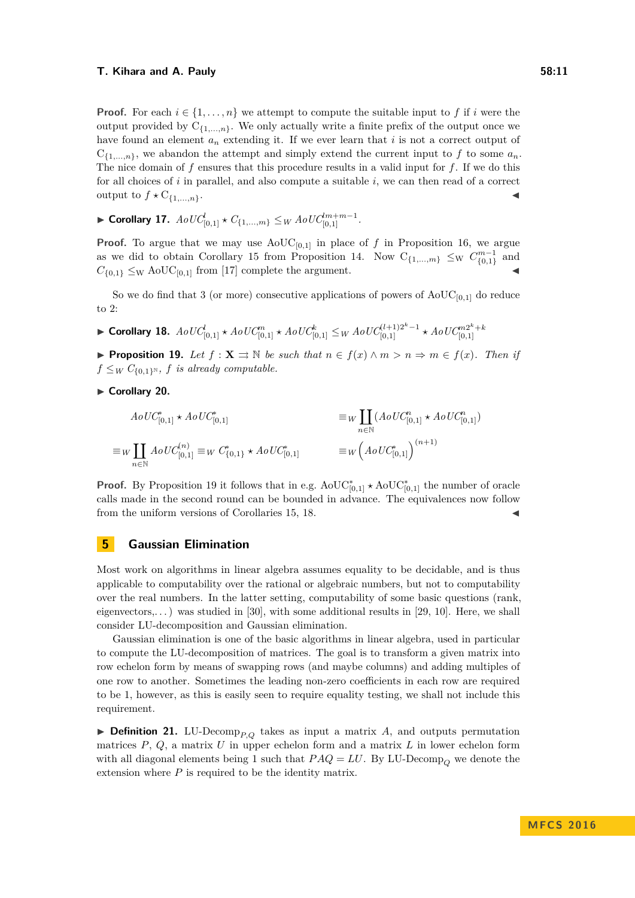**Proof.** For each $i \in \{1, \dots, n\}$ we attempt to compute the suitable input to $f$ if $i$ were the output provided by $C_{\{1,\dots,n\}}$. We only actually write a finite prefix of the output once we have found an element $a_n$ extending it. If we ever learn that $i$ is not a correct output of $C_{\{1,\dots,n\}}$, we abandon the attempt and simply extend the current input to $f$ to some $a_n$. The nice domain of $f$ ensures that this procedure results in a valid input for $f$. If we do this for all choices of $i$ in parallel, and also compute a suitable $i$, we can then read of a correct output to $f \star C_{\{1,\dots,n\}}$. ◀

▶ **Corollary 17.** $AoUC_{[0,1]}^{l} \star C_{\{1,\dots,m\}} \leq_W AoUC_{[0,1]}^{lm+m-1}$.

**Proof.** To argue that we may use $\text{AoUC}_{[0,1]}$ in place of $f$ in Proposition 16, we argue as we did to obtain Corollary 15 from Proposition 14. Now $C_{\{1,\dots,m\}} \leq_W C_{\{0,1\}}^{m-1}$ and $C_{\{0,1\}} \leq_W \text{AoUC}_{[0,1]}$ from [17] complete the argument. ◀

So we do find that 3 (or more) consecutive applications of powers of $\text{AoUC}_{[0,1]}$ do reduce to 2:

▶ **Corollary 18.** $AoUC_{[0,1]}^{l} \star AoUC_{[0,1]}^{m} \star AoUC_{[0,1]}^{k} \leq_W AoUC_{[0,1]}^{(l+1)2^k-1} \star AoUC_{[0,1]}^{m2^k+k}$

▶ **Proposition 19.** *Let $f : \mathbf{X} \rightrightarrows \mathbb{N}$ be such that $n \in f(x) \wedge m > n \Rightarrow m \in f(x)$. Then if $f \leq_W C_{\{0,1\}^\mathbb{N}}$, $f$ is already computable.*

▶ **Corollary 20.**

$$AoUC_{[0,1]}^{*} \star AoUC_{[0,1]}^{*} \equiv_W \coprod_{n\in\mathbb{N}} (AoUC_{[0,1]}^{n} \star AoUC_{[0,1]}^{n})$$

$$\equiv_W \coprod_{n\in\mathbb{N}} AoUC_{[0,1]}^{(n)} \equiv_W C_{\{0,1\}}^{*} \star AoUC_{[0,1]}^{*} \equiv_W \left(AoUC_{[0,1]}^{*}\right)^{(n+1)}$$

**Proof.** By Proposition 19 it follows that in e.g. $\text{AoUC}_{[0,1]}^{*} \star \text{AoUC}_{[0,1]}^{*}$ the number of oracle calls made in the second round can be bounded in advance. The equivalences now follow from the uniform versions of Corollaries 15, 18. ◀

## 5 Gaussian Elimination

Most work on algorithms in linear algebra assumes equality to be decidable, and is thus applicable to computability over the rational or algebraic numbers, but not to computability over the real numbers. In the latter setting, computability of some basic questions (rank, eigenvectors,…) was studied in [30], with some additional results in [29, 10]. Here, we shall consider LU-decomposition and Gaussian elimination.

Gaussian elimination is one of the basic algorithms in linear algebra, used in particular to compute the LU-decomposition of matrices. The goal is to transform a given matrix into row echelon form by means of swapping rows (and maybe columns) and adding multiples of one row to another. Sometimes the leading non-zero coefficients in each row are required to be 1, however, as this is easily seen to require equality testing, we shall not include this requirement.

▶ **Definition 21.** $\text{LU-Decomp}_{P,Q}$ takes as input a matrix $A$, and outputs permutation matrices $P$, $Q$, a matrix $U$ in upper echelon form and a matrix $L$ in lower echelon form with all diagonal elements being 1 such that $PAQ = LU$. By $\text{LU-Decomp}_Q$ we denote the extension where $P$ is required to be the identity matrix.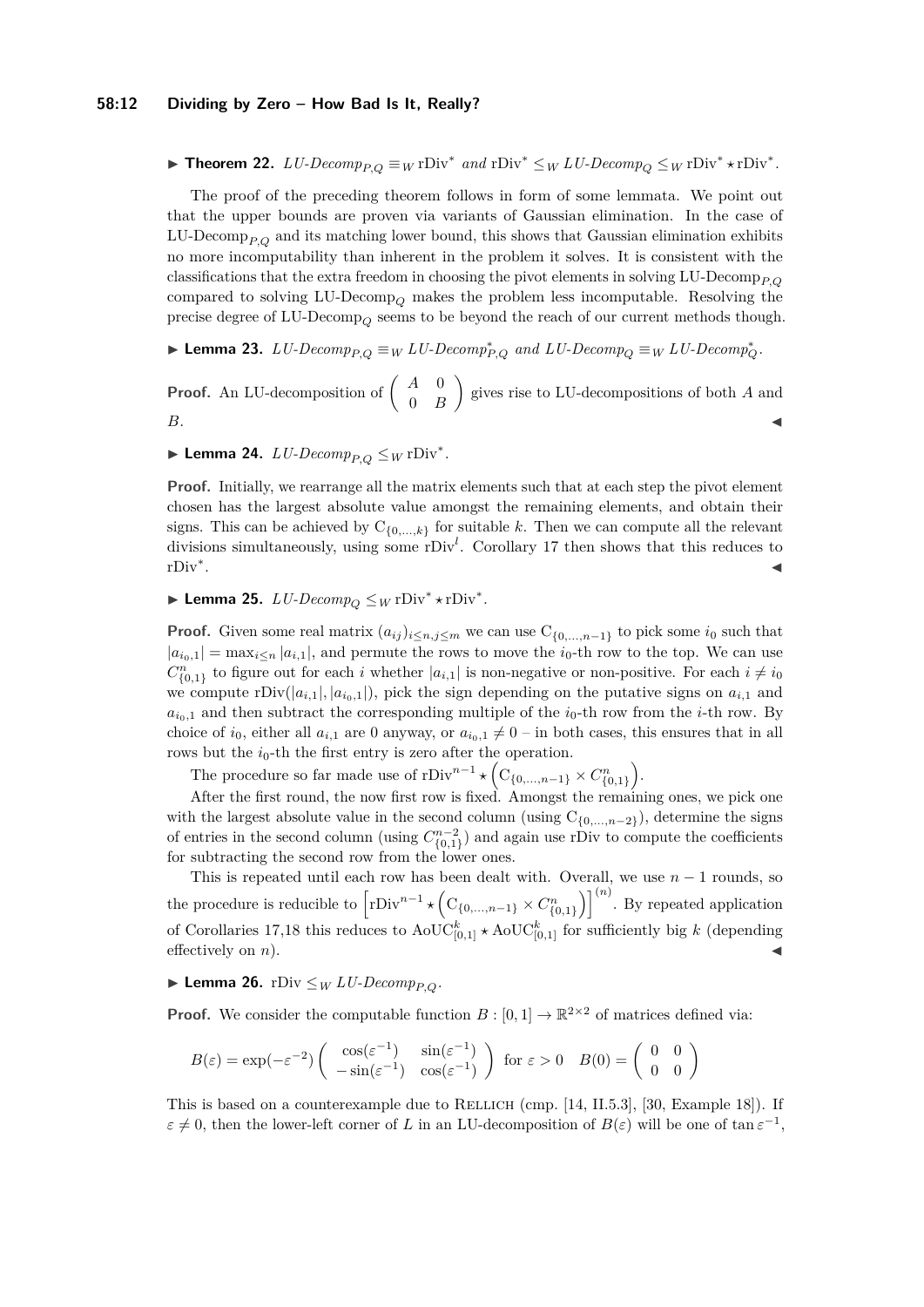**Theorem 22.** *LU-Decomp*$_{P,Q} \equiv_W \mathrm{rDiv}^*$ *and* $\mathrm{rDiv}^* \leq_W$ *LU-Decomp*$_Q \leq_W \mathrm{rDiv}^* \star \mathrm{rDiv}^*$.

The proof of the preceding theorem follows in form of some lemmata. We point out that the upper bounds are proven via variants of Gaussian elimination. In the case of $\text{LU-Decomp}_{P,Q}$ and its matching lower bound, this shows that Gaussian elimination exhibits no more incomputability than inherent in the problem it solves. It is consistent with the classifications that the extra freedom in choosing the pivot elements in solving $\text{LU-Decomp}_{P,Q}$ compared to solving $\text{LU-Decomp}_Q$ makes the problem less incomputable. Resolving the precise degree of $\text{LU-Decomp}_Q$ seems to be beyond the reach of our current methods though.

**Lemma 23.** *LU-Decomp*$_{P,Q} \equiv_W$ *LU-Decomp*$^*_{P,Q}$ *and LU-Decomp*$_Q \equiv_W$ *LU-Decomp*$^*_Q$.

**Proof.** An LU-decomposition of $\begin{pmatrix} A & 0 \\ 0 & B \end{pmatrix}$ gives rise to LU-decompositions of both $A$ and $B$. ◀

**Lemma 24.** *LU-Decomp*$_{P,Q} \leq_W \mathrm{rDiv}^*$.

**Proof.** Initially, we rearrange all the matrix elements such that at each step the pivot element chosen has the largest absolute value amongst the remaining elements, and obtain their signs. This can be achieved by $\mathrm{C}_{\{0,\ldots,k\}}$ for suitable $k$. Then we can compute all the relevant divisions simultaneously, using some $\mathrm{rDiv}^l$. Corollary 17 then shows that this reduces to $\mathrm{rDiv}^*$. ◀

**Lemma 25.** *LU-Decomp*$_Q \leq_W \mathrm{rDiv}^* \star \mathrm{rDiv}^*$.

**Proof.** Given some real matrix $(a_{ij})_{i \leq n, j \leq m}$ we can use $\mathrm{C}_{\{0,\ldots,n-1\}}$ to pick some $i_0$ such that $|a_{i_0,1}| = \max_{i \leq n} |a_{i,1}|$, and permute the rows to move the $i_0$-th row to the top. We can use $C^n_{\{0,1\}}$ to figure out for each $i$ whether $|a_{i,1}|$ is non-negative or non-positive. For each $i \neq i_0$ we compute $\mathrm{rDiv}(|a_{i,1}|, |a_{i_0,1}|)$, pick the sign depending on the putative signs on $a_{i,1}$ and $a_{i_0,1}$ and then subtract the corresponding multiple of the $i_0$-th row from the $i$-th row. By choice of $i_0$, either all $a_{i,1}$ are 0 anyway, or $a_{i_0,1} \neq 0$ – in both cases, this ensures that in all rows but the $i_0$-th the first entry is zero after the operation.

The procedure so far made use of $\mathrm{rDiv}^{n-1} \star \left(\mathrm{C}_{\{0,\ldots,n-1\}} \times C^n_{\{0,1\}}\right)$.

After the first round, the now first row is fixed. Amongst the remaining ones, we pick one with the largest absolute value in the second column (using $\mathrm{C}_{\{0,\ldots,n-2\}}$), determine the signs of entries in the second column (using $C^{n-2}_{\{0,1\}}$) and again use rDiv to compute the coefficients for subtracting the second row from the lower ones.

This is repeated until each row has been dealt with. Overall, we use $n-1$ rounds, so the procedure is reducible to $\left[\mathrm{rDiv}^{n-1} \star \left(\mathrm{C}_{\{0,\ldots,n-1\}} \times C^n_{\{0,1\}}\right)\right]^{(n)}$. By repeated application of Corollaries 17,18 this reduces to $\mathrm{AoUC}^k_{[0,1]} \star \mathrm{AoUC}^k_{[0,1]}$ for sufficiently big $k$ (depending effectively on $n$). ◀

**Lemma 26.** $\mathrm{rDiv} \leq_W$ *LU-Decomp*$_{P,Q}$.

**Proof.** We consider the computable function $B : [0,1] \to \mathbb{R}^{2\times 2}$ of matrices defined via:

$$B(\varepsilon) = \exp(-\varepsilon^{-2}) \begin{pmatrix} \cos(\varepsilon^{-1}) & \sin(\varepsilon^{-1}) \\ -\sin(\varepsilon^{-1}) & \cos(\varepsilon^{-1}) \end{pmatrix} \text{ for } \varepsilon > 0 \quad B(0) = \begin{pmatrix} 0 & 0 \\ 0 & 0 \end{pmatrix}$$

This is based on a counterexample due to Rellich (cmp. [14, II.5.3], [30, Example 18]). If $\varepsilon \neq 0$, then the lower-left corner of $L$ in an LU-decomposition of $B(\varepsilon)$ will be one of $\tan \varepsilon^{-1}$,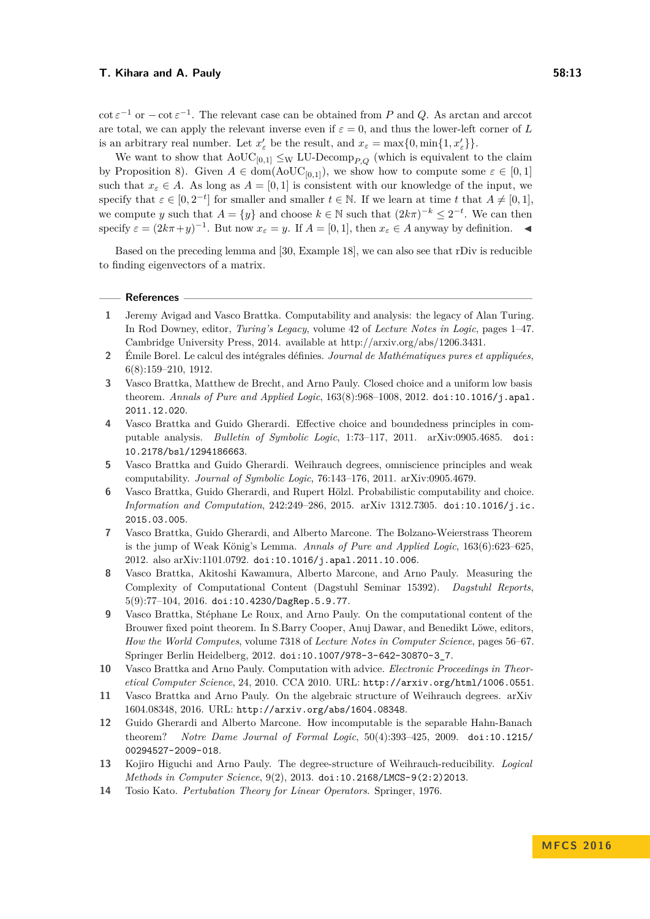$\cot \varepsilon^{-1}$ or $-\cot \varepsilon^{-1}$. The relevant case can be obtained from $P$ and $Q$. As arctan and arccot are total, we can apply the relevant inverse even if $\varepsilon = 0$, and thus the lower-left corner of $L$ is an arbitrary real number. Let $x'_\varepsilon$ be the result, and $x_\varepsilon = \max\{0, \min\{1, x'_\varepsilon\}\}$.

We want to show that $\text{AoUC}_{[0,1]} \leq_W \text{LU-Decomp}_{P,Q}$ (which is equivalent to the claim by Proposition 8). Given $A \in \text{dom}(\text{AoUC}_{[0,1]})$, we show how to compute some $\varepsilon \in [0,1]$ such that $x_\varepsilon \in A$. As long as $A = [0,1]$ is consistent with our knowledge of the input, we specify that $\varepsilon \in [0, 2^{-t}]$ for smaller and smaller $t \in \mathbb{N}$. If we learn at time $t$ that $A \neq [0,1]$, we compute $y$ such that $A = \{y\}$ and choose $k \in \mathbb{N}$ such that $(2k\pi)^{-k} \leq 2^{-t}$. We can then specify $\varepsilon = (2k\pi + y)^{-1}$. But now $x_\varepsilon = y$. If $A = [0,1]$, then $x_\varepsilon \in A$ anyway by definition. ◀

Based on the preceding lemma and [30, Example 18], we can also see that rDiv is reducible to finding eigenvectors of a matrix.

## References

1. Jeremy Avigad and Vasco Brattka. Computability and analysis: the legacy of Alan Turing. In Rod Downey, editor, *Turing's Legacy*, volume 42 of *Lecture Notes in Logic*, pages 1–47. Cambridge University Press, 2014. available at http://arxiv.org/abs/1206.3431.
2. Émile Borel. Le calcul des intégrales définies. *Journal de Mathématiques pures et appliquées*, 6(8):159–210, 1912.
3. Vasco Brattka, Matthew de Brecht, and Arno Pauly. Closed choice and a uniform low basis theorem. *Annals of Pure and Applied Logic*, 163(8):968–1008, 2012. doi:10.1016/j.apal.2011.12.020.
4. Vasco Brattka and Guido Gherardi. Effective choice and boundedness principles in computable analysis. *Bulletin of Symbolic Logic*, 1:73–117, 2011. arXiv:0905.4685. doi:10.2178/bsl/1294186663.
5. Vasco Brattka and Guido Gherardi. Weihrauch degrees, omniscience principles and weak computability. *Journal of Symbolic Logic*, 76:143–176, 2011. arXiv:0905.4679.
6. Vasco Brattka, Guido Gherardi, and Rupert Hölzl. Probabilistic computability and choice. *Information and Computation*, 242:249–286, 2015. arXiv 1312.7305. doi:10.1016/j.ic.2015.03.005.
7. Vasco Brattka, Guido Gherardi, and Alberto Marcone. The Bolzano-Weierstrass Theorem is the jump of Weak König's Lemma. *Annals of Pure and Applied Logic*, 163(6):623–625, 2012. also arXiv:1101.0792. doi:10.1016/j.apal.2011.10.006.
8. Vasco Brattka, Akitoshi Kawamura, Alberto Marcone, and Arno Pauly. Measuring the Complexity of Computational Content (Dagstuhl Seminar 15392). *Dagstuhl Reports*, 5(9):77–104, 2016. doi:10.4230/DagRep.5.9.77.
9. Vasco Brattka, Stéphane Le Roux, and Arno Pauly. On the computational content of the Brouwer fixed point theorem. In S.Barry Cooper, Anuj Dawar, and Benedikt Löwe, editors, *How the World Computes*, volume 7318 of *Lecture Notes in Computer Science*, pages 56–67. Springer Berlin Heidelberg, 2012. doi:10.1007/978-3-642-30870-3_7.
10. Vasco Brattka and Arno Pauly. Computation with advice. *Electronic Proceedings in Theoretical Computer Science*, 24, 2010. CCA 2010. URL: http://arxiv.org/html/1006.0551.
11. Vasco Brattka and Arno Pauly. On the algebraic structure of Weihrauch degrees. arXiv 1604.08348, 2016. URL: http://arxiv.org/abs/1604.08348.
12. Guido Gherardi and Alberto Marcone. How incomputable is the separable Hahn-Banach theorem? *Notre Dame Journal of Formal Logic*, 50(4):393–425, 2009. doi:10.1215/00294527-2009-018.
13. Kojiro Higuchi and Arno Pauly. The degree-structure of Weihrauch-reducibility. *Logical Methods in Computer Science*, 9(2), 2013. doi:10.2168/LMCS-9(2:2)2013.
14. Tosio Kato. *Pertubation Theory for Linear Operators*. Springer, 1976.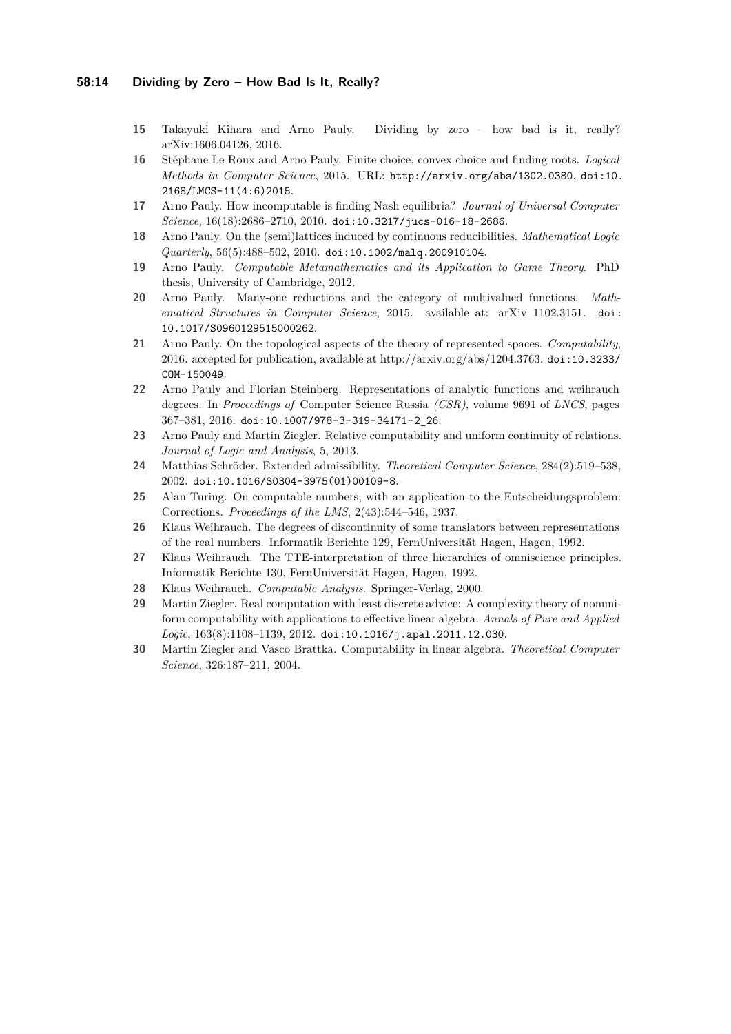15 Takayuki Kihara and Arno Pauly. Dividing by zero – how bad is it, really? arXiv:1606.04126, 2016.

16 Stéphane Le Roux and Arno Pauly. Finite choice, convex choice and finding roots. *Logical Methods in Computer Science*, 2015. URL: http://arxiv.org/abs/1302.0380, doi:10.2168/LMCS-11(4:6)2015.

17 Arno Pauly. How incomputable is finding Nash equilibria? *Journal of Universal Computer Science*, 16(18):2686–2710, 2010. doi:10.3217/jucs-016-18-2686.

18 Arno Pauly. On the (semi)lattices induced by continuous reducibilities. *Mathematical Logic Quarterly*, 56(5):488–502, 2010. doi:10.1002/malq.200910104.

19 Arno Pauly. *Computable Metamathematics and its Application to Game Theory*. PhD thesis, University of Cambridge, 2012.

20 Arno Pauly. Many-one reductions and the category of multivalued functions. *Mathematical Structures in Computer Science*, 2015. available at: arXiv 1102.3151. doi:10.1017/S0960129515000262.

21 Arno Pauly. On the topological aspects of the theory of represented spaces. *Computability*, 2016. accepted for publication, available at http://arxiv.org/abs/1204.3763. doi:10.3233/COM-150049.

22 Arno Pauly and Florian Steinberg. Representations of analytic functions and weihrauch degrees. In *Proceedings of* Computer Science Russia *(CSR)*, volume 9691 of *LNCS*, pages 367–381, 2016. doi:10.1007/978-3-319-34171-2_26.

23 Arno Pauly and Martin Ziegler. Relative computability and uniform continuity of relations. *Journal of Logic and Analysis*, 5, 2013.

24 Matthias Schröder. Extended admissibility. *Theoretical Computer Science*, 284(2):519–538, 2002. doi:10.1016/S0304-3975(01)00109-8.

25 Alan Turing. On computable numbers, with an application to the Entscheidungsproblem: Corrections. *Proceedings of the LMS*, 2(43):544–546, 1937.

26 Klaus Weihrauch. The degrees of discontinuity of some translators between representations of the real numbers. Informatik Berichte 129, FernUniversität Hagen, Hagen, 1992.

27 Klaus Weihrauch. The TTE-interpretation of three hierarchies of omniscience principles. Informatik Berichte 130, FernUniversität Hagen, Hagen, 1992.

28 Klaus Weihrauch. *Computable Analysis*. Springer-Verlag, 2000.

29 Martin Ziegler. Real computation with least discrete advice: A complexity theory of nonuniform computability with applications to effective linear algebra. *Annals of Pure and Applied Logic*, 163(8):1108–1139, 2012. doi:10.1016/j.apal.2011.12.030.

30 Martin Ziegler and Vasco Brattka. Computability in linear algebra. *Theoretical Computer Science*, 326:187–211, 2004.